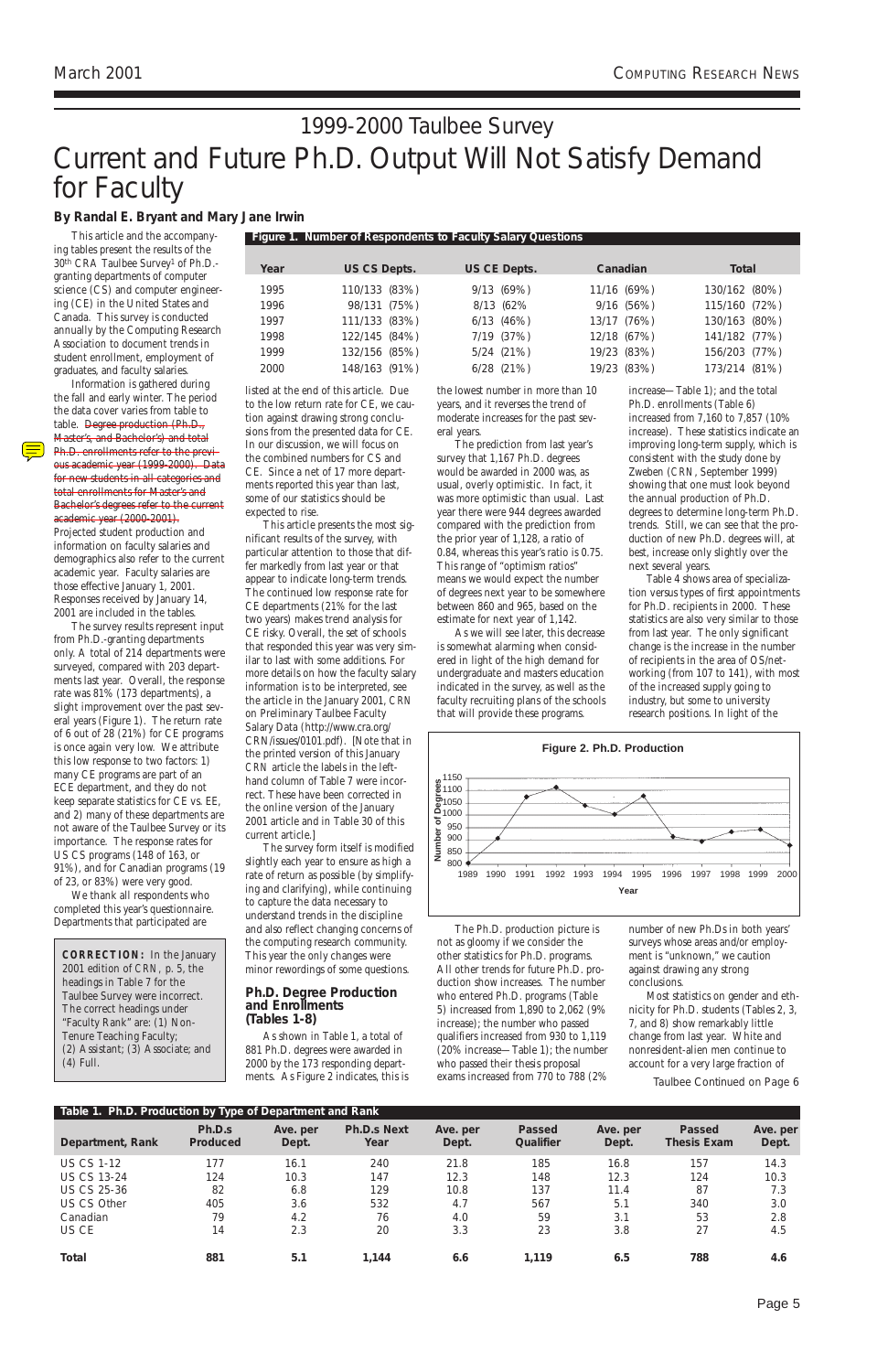# 1999-2000 Taulbee Survey

# Current and Future Ph.D. Output Will Not Satisfy Demand for Faculty

**By Randal E. Bryant and Mary Jane Irwin**

This article and the accompanying tables present the results of the 30th CRA Taulbee Survey[1] of Ph.D.-granting departments of computer science (CS) and computer engineering (CE) in the United States and Canada. This survey is conducted annually by the Computing Research Association to document trends in student enrollment, employment of graduates, and faculty salaries.

Information is gathered during the fall and early winter. The period the data cover varies from table to table. ~~Degree production (Ph.D., Master's, and Bachelor's) and total Ph.D. enrollments refer to the previous academic year (1999-2000). Data for new students in all categories and total enrollments for Master's and Bachelor's degrees refer to the current academic year (2000-2001).~~ Projected student production and information on faculty salaries and demographics also refer to the current academic year. Faculty salaries are those effective January 1, 2001. Responses received by January 14, 2001 are included in the tables.

The survey results represent input from Ph.D.-granting departments only. A total of 214 departments were surveyed, compared with 203 departments last year. Overall, the response rate was 81% (173 departments), a slight improvement over the past several years (Figure 1). The return rate of 6 out of 28 (21%) for CE programs is once again very low. We attribute this low response to two factors: 1) many CE programs are part of an ECE department, and they do not keep separate statistics for CE vs. EE, and 2) many of these departments are not aware of the Taulbee Survey or its importance. The response rates for US CS programs (148 of 163, or 91%), and for Canadian programs (19 of 23, or 83%) were very good.

We thank all respondents who completed this year's questionnaire. Departments that participated are listed at the end of this article. Due to the low return rate for CE, we caution against drawing strong conclusions from the presented data for CE. In our discussion, we will focus on the combined numbers for CS and CE. Since a net of 17 more departments reported this year than last, some of our statistics should be expected to rise.

**CORRECTION:** In the January 2001 edition of *CRN*, p. 5, the headings in Table 7 for the Taulbee Survey were incorrect. The correct headings under "Faculty Rank" are: (1) Non-Tenure Teaching Faculty; (2) Assistant; (3) Associate; and (4) Full.

**Figure 1. Number of Respondents to Faculty Salary Questions**

| Year | US CS Depts. | US CE Depts. | Canadian | Total |
|---|---|---|---|---|
| 1995 | 110/133 (83%) | 9/13 (69%) | 11/16 (69%) | 130/162 (80%) |
| 1996 | 98/131 (75%) | 8/13 (62% | 9/16 (56%) | 115/160 (72%) |
| 1997 | 111/133 (83%) | 6/13 (46%) | 13/17 (76%) | 130/163 (80%) |
| 1998 | 122/145 (84%) | 7/19 (37%) | 12/18 (67%) | 141/182 (77%) |
| 1999 | 132/156 (85%) | 5/24 (21%) | 19/23 (83%) | 156/203 (77%) |
| 2000 | 148/163 (91%) | 6/28 (21%) | 19/23 (83%) | 173/214 (81%) |

This article presents the most significant results of the survey, with particular attention to those that differ markedly from last year or that appear to indicate long-term trends. The continued low response rate for CE departments (21% for the last two years) makes trend analysis for CE risky. Overall, the set of schools that responded this year was very similar to last with some additions. For more details on how the faculty salary information is to be interpreted, see the article in the January 2001, *CRN* on Preliminary Taulbee Faculty Salary Data (http://www.cra.org/CRN/issues/0101.pdf). [Note that in the printed version of this January *CRN* article the labels in the left-hand column of Table 7 were incorrect. These have been corrected in the online version of the January 2001 article and in Table 30 of this current article.]

The survey form itself is modified slightly each year to ensure as high a rate of return as possible (by simplifying and clarifying), while continuing to capture the data necessary to understand trends in the discipline and also reflect changing concerns of the computing research community. This year the only changes were minor rewordings of some questions.

## Ph.D. Degree Production and Enrollments (Tables 1-8)

As shown in Table 1, a total of 881 Ph.D. degrees were awarded in 2000 by the 173 responding departments. As Figure 2 indicates, this is the lowest number in more than 10 years, and it reverses the trend of moderate increases for the past several years.

The prediction from last year's survey that 1,167 Ph.D. degrees would be awarded in 2000 was, as usual, overly optimistic. In fact, it was more optimistic than usual. Last year there were 944 degrees awarded compared with the prediction from the prior year of 1,128, a ratio of 0.84, whereas this year's ratio is 0.75. This range of "optimism ratios" means we would expect the number of degrees next year to be somewhere between 860 and 965, based on the estimate for next year of 1,142.

As we will see later, this decrease is somewhat alarming when considered in light of the high demand for undergraduate and masters education indicated in the survey, as well as the faculty recruiting plans of the schools that will provide these programs.

**Figure 2. Ph.D. Production**

| Year | 1989 | 1990 | 1991 | 1992 | 1993 | 1994 | 1995 | 1996 | 1997 | 1998 | 1999 | 2000 |
|---|---|---|---|---|---|---|---|---|---|---|---|---|

(Y-axis: Number of Degrees, 800–1150; X-axis: Year)

The Ph.D. production picture is not as gloomy if we consider the other statistics for Ph.D. programs. All other trends for future Ph.D. production show increases. The number who entered Ph.D. programs (Table 5) increased from 1,890 to 2,062 (9% increase); the number who passed qualifiers increased from 930 to 1,119 (20% increase—Table 1); the number who passed their thesis proposal exams increased from 770 to 788 (2% increase—Table 1); and the total Ph.D. enrollments (Table 6) increased from 7,160 to 7,857 (10% increase). These statistics indicate an improving long-term supply, which is consistent with the study done by Zweben (*CRN*, September 1999) showing that one must look beyond the annual production of Ph.D. degrees to determine long-term Ph.D. trends. Still, we can see that the production of new Ph.D. degrees will, at best, increase only slightly over the next several years.

Table 4 shows area of specialization versus types of first appointments for Ph.D. recipients in 2000. These statistics are also very similar to those from last year. The only significant change is the increase in the number of recipients in the area of OS/networking (from 107 to 141), with most of the increased supply going to industry, but some to university research positions. In light of the number of new Ph.Ds in both years' surveys whose areas and/or employment is "unknown," we caution against drawing any strong conclusions.

Most statistics on gender and ethnicity for Ph.D. students (Tables 2, 3, 7, and 8) show remarkably little change from last year. White and nonresident-alien men continue to account for a very large fraction of

Taulbee Continued on Page 6

**Table 1. Ph.D. Production by Type of Department and Rank**

| Department, Rank | Ph.D.s Produced | Ave. per Dept. | Ph.D.s Next Year | Ave. per Dept. | Passed Qualifier | Ave. per Dept. | Passed Thesis Exam | Ave. per Dept. |
|---|---|---|---|---|---|---|---|---|
| US CS 1-12 | 177 | 16.1 | 240 | 21.8 | 185 | 16.8 | 157 | 14.3 |
| US CS 13-24 | 124 | 10.3 | 147 | 12.3 | 148 | 12.3 | 124 | 10.3 |
| US CS 25-36 | 82 | 6.8 | 129 | 10.8 | 137 | 11.4 | 87 | 7.3 |
| US CS Other | 405 | 3.6 | 532 | 4.7 | 567 | 5.1 | 340 | 3.0 |
| Canadian | 79 | 4.2 | 76 | 4.0 | 59 | 3.1 | 53 | 2.8 |
| US CE | 14 | 2.3 | 20 | 3.3 | 23 | 3.8 | 27 | 4.5 |
| **Total** | **881** | **5.1** | **1,144** | **6.6** | **1,119** | **6.5** | **788** | **4.6** |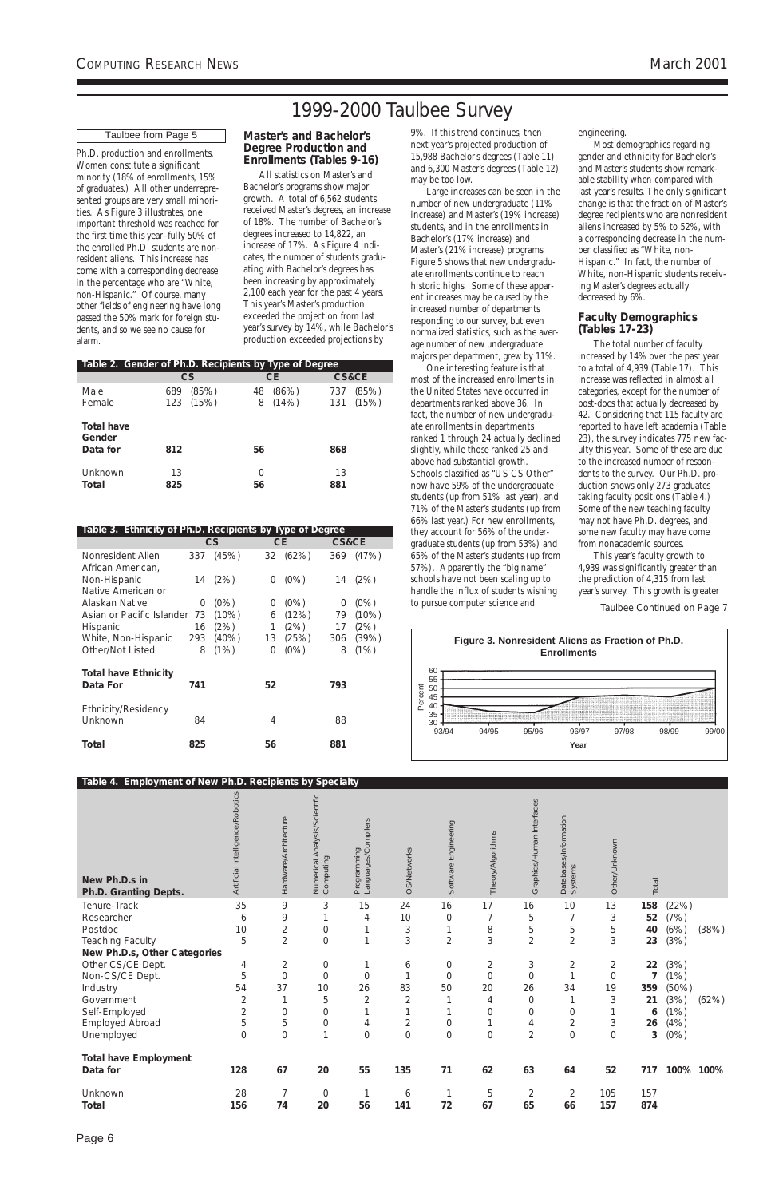# 1999-2000 Taulbee Survey

Taulbee from Page 5

Ph.D. production and enrollments. Women constitute a significant minority (18% of enrollments, 15% of graduates.) All other underrepresented groups are very small minorities. As Figure 3 illustrates, one important threshold was reached for the first time this year–fully 50% of the enrolled Ph.D. students are nonresident aliens. This increase has come with a corresponding decrease in the percentage who are "White, non-Hispanic." Of course, many other fields of engineering have long passed the 50% mark for foreign students, and so we see no cause for alarm.

### Master's and Bachelor's Degree Production and Enrollments (Tables 9-16)

All statistics on Master's and Bachelor's programs show major growth. A total of 6,562 students received Master's degrees, an increase of 18%. The number of Bachelor's degrees increased to 14,822, an increase of 17%. As Figure 4 indicates, the number of students graduating with Bachelor's degrees has been increasing by approximately 2,100 each year for the past 4 years. This year's Master's production exceeded the projection from last year's survey by 14%, while Bachelor's production exceeded projections by 9%. If this trend continues, then next year's projected production of 15,988 Bachelor's degrees (Table 11) and 6,300 Master's degrees (Table 12) may be too low.

Large increases can be seen in the number of new undergraduate (11% increase) and Master's (19% increase) students, and in the enrollments in Bachelor's (17% increase) and Master's (21% increase) programs. Figure 5 shows that new undergraduate enrollments continue to reach historic highs. Some of these apparent increases may be caused by the increased number of departments responding to our survey, but even normalized statistics, such as the average number of new undergraduate majors per department, grew by 11%.

One interesting feature is that most of the increased enrollments in the United States have occurred in departments ranked above 36. In fact, the number of new undergraduate enrollments in departments ranked 1 through 24 actually declined slightly, while those ranked 25 and above had substantial growth. Schools classified as "US CS Other" now have 59% of the undergraduate students (up from 51% last year), and 71% of the Master's students (up from 66% last year.) For new enrollments, they account for 56% of the undergraduate students (up from 53%) and 65% of the Master's students (up from 57%). Apparently the "big name" schools have not been scaling up to handle the influx of students wishing to pursue computer science and engineering.

Most demographics regarding gender and ethnicity for Bachelor's and Master's students show remarkable stability when compared with last year's results. The only significant change is that the fraction of Master's degree recipients who are nonresident aliens increased by 5% to 52%, with a corresponding decrease in the number classified as "White, non-Hispanic." In fact, the number of White, non-Hispanic students receiving Master's degrees actually decreased by 6%.

### Faculty Demographics (Tables 17-23)

The total number of faculty increased by 14% over the past year to a total of 4,939 (Table 17). This increase was reflected in almost all categories, except for the number of post-docs that actually decreased by 42. Considering that 115 faculty are reported to have left academia (Table 23), the survey indicates 775 new faculty this year. Some of these are due to the increased number of respondents to the survey. Our Ph.D. production shows only 273 graduates taking faculty positions (Table 4.) Some of the new teaching faculty may not have Ph.D. degrees, and some new faculty may have come from nonacademic sources.

This year's faculty growth to 4,939 was significantly greater than the prediction of 4,315 from last year's survey. This growth is greater

Taulbee Continued on Page 7

**Table 2. Gender of Ph.D. Recipients by Type of Degree**

| | CS | | CE | | CS&CE | |
|---|---|---|---|---|---|---|
| Male | 689 | (85%) | 48 | (86%) | 737 | (85%) |
| Female | 123 | (15%) | 8 | (14%) | 131 | (15%) |
| **Total have Gender Data for** | **812** | | **56** | | **868** | |
| Unknown | 13 | | 0 | | 13 | |
| **Total** | **825** | | **56** | | **881** | |

**Table 3. Ethnicity of Ph.D. Recipients by Type of Degree**

| | CS | | CE | | CS&CE | |
|---|---|---|---|---|---|---|
| Nonresident Alien | 337 | (45%) | 32 | (62%) | 369 | (47%) |
| African American, Non-Hispanic | 14 | (2%) | 0 | (0%) | 14 | (2%) |
| Native American or Alaskan Native | 0 | (0%) | 0 | (0%) | 0 | (0%) |
| Asian or Pacific Islander | 73 | (10%) | 6 | (12%) | 79 | (10%) |
| Hispanic | 16 | (2%) | 1 | (2%) | 17 | (2%) |
| White, Non-Hispanic | 293 | (40%) | 13 | (25%) | 306 | (39%) |
| Other/Not Listed | 8 | (1%) | 0 | (0%) | 8 | (1%) |
| **Total have Ethnicity Data For** | **741** | | **52** | | **793** | |
| Ethnicity/Residency Unknown | 84 | | 4 | | 88 | |
| **Total** | **825** | | **56** | | **881** | |

**Figure 3. Nonresident Aliens as Fraction of Ph.D. Enrollments**

**Table 4. Employment of New Ph.D. Recipients by Specialty**

| New Ph.D.s in Ph.D. Granting Depts. | Artificial Intelligence/Robotics | Hardware/Architecture | Numerical Analysis/Scientific Computing | Programming Languages/Compilers | OS/Networks | Software Engineering | Theory/Algorithms | Graphics/Human Interfaces | Databases/Information Systems | Other/Unknown | Total | | |
|---|---|---|---|---|---|---|---|---|---|---|---|---|---|
| Tenure-Track | 35 | 9 | 3 | 15 | 24 | 16 | 17 | 16 | 10 | 13 | **158** | (22%) | |
| Researcher | 6 | 9 | 1 | 4 | 10 | 0 | 7 | 5 | 7 | 3 | **52** | (7%) | |
| Postdoc | 10 | 2 | 0 | 1 | 3 | 1 | 8 | 5 | 5 | 5 | **40** | (6%) | (38%) |
| Teaching Faculty | 5 | 2 | 0 | 1 | 3 | 2 | 3 | 2 | 2 | 3 | **23** | (3%) | |
| **New Ph.D.s, Other Categories** | | | | | | | | | | | | | |
| Other CS/CE Dept. | 4 | 2 | 0 | 1 | 6 | 0 | 2 | 3 | 2 | 2 | **22** | (3%) | |
| Non-CS/CE Dept. | 5 | 0 | 0 | 0 | 1 | 0 | 0 | 0 | 1 | 0 | **7** | (1%) | |
| Industry | 54 | 37 | 10 | 26 | 83 | 50 | 20 | 26 | 34 | 19 | **359** | (50%) | |
| Government | 2 | 1 | 5 | 2 | 2 | 1 | 4 | 0 | 1 | 3 | **21** | (3%) | (62%) |
| Self-Employed | 2 | 0 | 0 | 1 | 1 | 1 | 0 | 0 | 0 | 1 | **6** | (1%) | |
| Employed Abroad | 5 | 5 | 0 | 4 | 2 | 0 | 1 | 4 | 2 | 3 | **26** | (4%) | |
| Unemployed | 0 | 0 | 1 | 0 | 0 | 0 | 0 | 2 | 0 | 0 | **3** | (0%) | |
| **Total have Employment Data for** | **128** | **67** | **20** | **55** | **135** | **71** | **62** | **63** | **64** | **52** | **717** | **100%** | **100%** |
| Unknown | 28 | 7 | 0 | 1 | 6 | 1 | 5 | 2 | 2 | 105 | 157 | | |
| **Total** | **156** | **74** | **20** | **56** | **141** | **72** | **67** | **65** | **66** | **157** | **874** | | |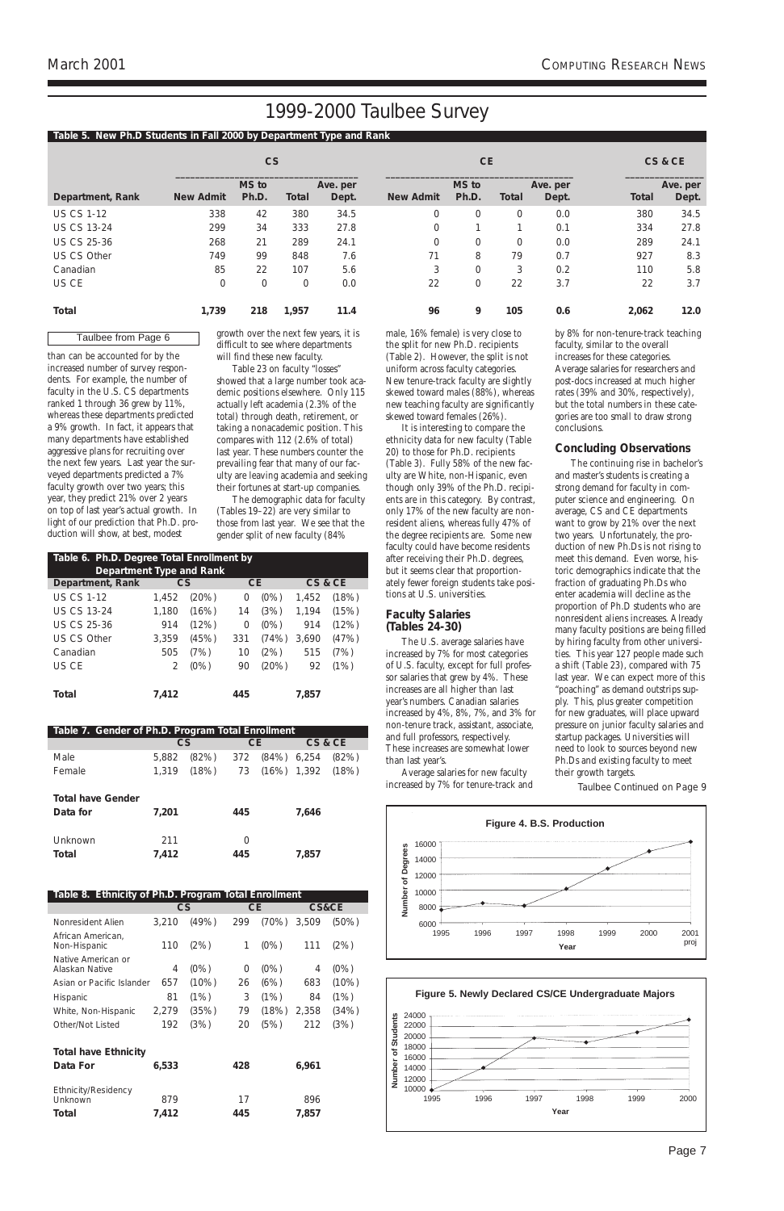# 1999-2000 Taulbee Survey

**Table 5. New Ph.D Students in Fall 2000 by Department Type and Rank**

| | CS | | | | CE | | | | CS & CE | |
|---|---|---|---|---|---|---|---|---|---|---|
| Department, Rank | New Admit | MS to Ph.D. | Total | Ave. per Dept. | New Admit | MS to Ph.D. | Total | Ave. per Dept. | Total | Ave. per Dept. |
| US CS 1-12 | 338 | 42 | 380 | 34.5 | 0 | 0 | 0 | 0.0 | 380 | 34.5 |
| US CS 13-24 | 299 | 34 | 333 | 27.8 | 0 | 1 | 1 | 0.1 | 334 | 27.8 |
| US CS 25-36 | 268 | 21 | 289 | 24.1 | 0 | 0 | 0 | 0.0 | 289 | 24.1 |
| US CS Other | 749 | 99 | 848 | 7.6 | 71 | 8 | 79 | 0.7 | 927 | 8.3 |
| Canadian | 85 | 22 | 107 | 5.6 | 3 | 0 | 3 | 0.2 | 110 | 5.8 |
| US CE | 0 | 0 | 0 | 0.0 | 22 | 0 | 22 | 3.7 | 22 | 3.7 |
| **Total** | **1,739** | **218** | **1,957** | **11.4** | **96** | **9** | **105** | **0.6** | **2,062** | **12.0** |

Taulbee from Page 6

than can be accounted for by the increased number of survey respondents. For example, the number of faculty in the U.S. CS departments ranked 1 through 36 grew by 11%, whereas these departments predicted a 9% growth. In fact, it appears that many departments have established aggressive plans for recruiting over the next few years. Last year the surveyed departments predicted a 7% faculty growth over two years; this year, they predict 21% over 2 years on top of last year's actual growth. In light of our prediction that Ph.D. production will show, at best, modest growth over the next few years, it is difficult to see where departments will find these new faculty.

Table 23 on faculty "losses" showed that a large number took academic positions elsewhere. Only 115 actually left academia (2.3% of the total) through death, retirement, or taking a nonacademic position. This compares with 112 (2.6% of total) last year. These numbers counter the prevailing fear that many of our faculty are leaving academia and seeking their fortunes at start-up companies.

The demographic data for faculty (Tables 19–22) are very similar to those from last year. We see that the gender split of new faculty (84% male, 16% female) is very close to the split for new Ph.D. recipients (Table 2). However, the split is not uniform across faculty categories. New tenure-track faculty are slightly skewed toward males (88%), whereas new teaching faculty are significantly skewed toward females (26%).

It is interesting to compare the ethnicity data for new faculty (Table 20) to those for Ph.D. recipients (Table 3). Fully 58% of the new faculty are White, non-Hispanic, even though only 39% of the Ph.D. recipients are in this category. By contrast, only 17% of the new faculty are nonresident aliens, whereas fully 47% of the degree recipients are. Some new faculty could have become residents after receiving their Ph.D. degrees, but it seems clear that proportionately fewer foreign students take positions at U.S. universities.

## Faculty Salaries (Tables 24-30)

The U.S. average salaries have increased by 7% for most categories of U.S. faculty, except for full professor salaries that grew by 4%. These increases are all higher than last year's numbers. Canadian salaries increased by 4%, 8%, 7%, and 3% for non-tenure track, assistant, associate, and full professors, respectively. These increases are somewhat lower than last year's.

Average salaries for new faculty increased by 7% for tenure-track and by 8% for non-tenure-track teaching faculty, similar to the overall increases for these categories. Average salaries for researchers and post-docs increased at much higher rates (39% and 30%, respectively), but the total numbers in these categories are too small to draw strong conclusions.

## Concluding Observations

The continuing rise in bachelor's and master's students is creating a strong demand for faculty in computer science and engineering. On average, CS and CE departments want to grow by 21% over the next two years. Unfortunately, the production of new Ph.Ds is not rising to meet this demand. Even worse, historic demographics indicate that the fraction of graduating Ph.Ds who enter academia will decline as the proportion of Ph.D students who are nonresident aliens increases. Already many faculty positions are being filled by hiring faculty from other universities. This year 127 people made such a shift (Table 23), compared with 75 last year. We can expect more of this "poaching" as demand outstrips supply. This, plus greater competition for new graduates, will place upward pressure on junior faculty salaries and startup packages. Universities will need to look to sources beyond new Ph.Ds and existing faculty to meet their growth targets.

Taulbee Continued on Page 9

**Table 6. Ph.D. Degree Total Enrollment by Department Type and Rank**

| Department, Rank | CS | | CE | | CS & CE | |
|---|---|---|---|---|---|---|
| US CS 1-12 | 1,452 | (20%) | 0 | (0%) | 1,452 | (18%) |
| US CS 13-24 | 1,180 | (16%) | 14 | (3%) | 1,194 | (15%) |
| US CS 25-36 | 914 | (12%) | 0 | (0%) | 914 | (12%) |
| US CS Other | 3,359 | (45%) | 331 | (74%) | 3,690 | (47%) |
| Canadian | 505 | (7%) | 10 | (2%) | 515 | (7%) |
| US CE | 2 | (0%) | 90 | (20%) | 92 | (1%) |
| **Total** | **7,412** | | **445** | | **7,857** | |

**Table 7. Gender of Ph.D. Program Total Enrollment**

| | CS | | CE | | CS & CE | |
|---|---|---|---|---|---|---|
| Male | 5,882 | (82%) | 372 | (84%) | 6,254 | (82%) |
| Female | 1,319 | (18%) | 73 | (16%) | 1,392 | (18%) |
| **Total have Gender Data for** | **7,201** | | **445** | | **7,646** | |
| Unknown | 211 | | 0 | | | |
| **Total** | **7,412** | | **445** | | **7,857** | |

**Table 8. Ethnicity of Ph.D. Program Total Enrollment**

| | CS | | CE | | CS&CE | |
|---|---|---|---|---|---|---|
| Nonresident Alien | 3,210 | (49%) | 299 | (70%) | 3,509 | (50%) |
| African American, Non-Hispanic | 110 | (2%) | 1 | (0%) | 111 | (2%) |
| Native American or Alaskan Native | 4 | (0%) | 0 | (0%) | 4 | (0%) |
| Asian or Pacific Islander | 657 | (10%) | 26 | (6%) | 683 | (10%) |
| Hispanic | 81 | (1%) | 3 | (1%) | 84 | (1%) |
| White, Non-Hispanic | 2,279 | (35%) | 79 | (18%) | 2,358 | (34%) |
| Other/Not Listed | 192 | (3%) | 20 | (5%) | 212 | (3%) |
| **Total have Ethnicity Data For** | **6,533** | | **428** | | **6,961** | |
| Ethnicity/Residency Unknown | 879 | | 17 | | 896 | |
| **Total** | **7,412** | | **445** | | **7,857** | |

**Figure 4. B.S. Production**

| Year | Number of Degrees (approx.) |
|---|---|
| 1995 | ~7,800 |
| 1996 | ~8,500 |
| 1997 | ~8,200 |
| 1998 | ~10,300 |
| 1999 | ~12,800 |
| 2000 | ~14,800 |
| 2001 proj | ~16,000 |

**Figure 5. Newly Declared CS/CE Undergraduate Majors**

| Year | Number of Students (approx.) |
|---|---|
| 1995 | ~10,000 |
| 1996 | ~14,500 |
| 1997 | ~20,000 |
| 1998 | ~19,000 |
| 1999 | ~21,000 |
| 2000 | ~23,000 |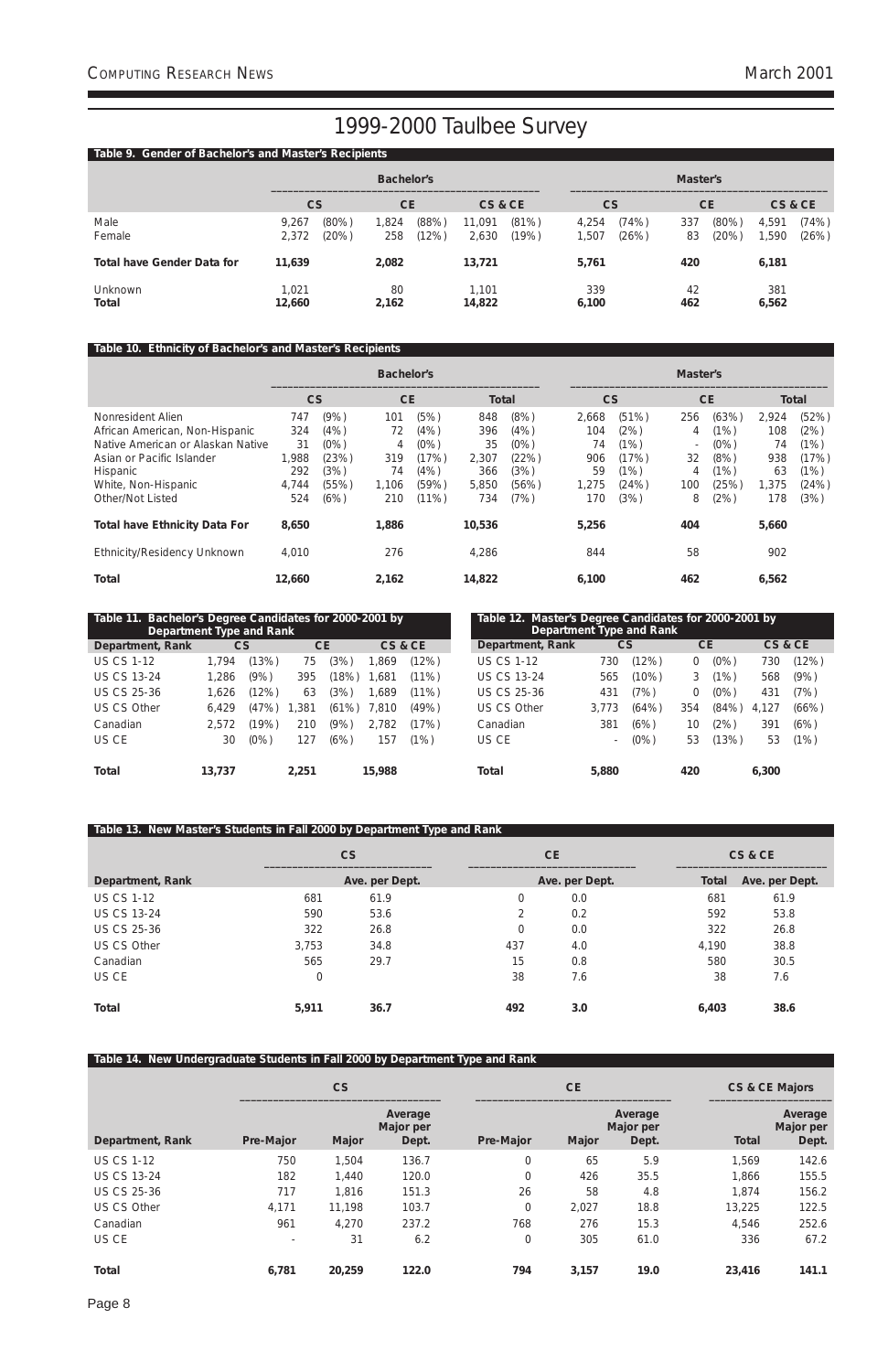# 1999-2000 Taulbee Survey

**Table 9. Gender of Bachelor's and Master's Recipients**

| | Bachelor's | | | | | | Master's | | | | | |
|---|---|---|---|---|---|---|---|---|---|---|---|---|
| | CS | | CE | | CS & CE | | CS | | CE | | CS & CE | |
| Male | 9,267 | (80%) | 1,824 | (88%) | 11,091 | (81%) | 4,254 | (74%) | 337 | (80%) | 4,591 | (74%) |
| Female | 2,372 | (20%) | 258 | (12%) | 2,630 | (19%) | 1,507 | (26%) | 83 | (20%) | 1,590 | (26%) |
| **Total have Gender Data for** | **11,639** | | **2,082** | | **13,721** | | **5,761** | | **420** | | **6,181** | |
| Unknown | 1,021 | | 80 | | 1,101 | | 339 | | 42 | | 381 | |
| **Total** | **12,660** | | **2,162** | | **14,822** | | **6,100** | | **462** | | **6,562** | |

**Table 10. Ethnicity of Bachelor's and Master's Recipients**

| | Bachelor's | | | | | | Master's | | | | | |
|---|---|---|---|---|---|---|---|---|---|---|---|---|
| | CS | | CE | | Total | | CS | | CE | | Total | |
| Nonresident Alien | 747 | (9%) | 101 | (5%) | 848 | (8%) | 2,668 | (51%) | 256 | (63%) | 2,924 | (52%) |
| African American, Non-Hispanic | 324 | (4%) | 72 | (4%) | 396 | (4%) | 104 | (2%) | 4 | (1%) | 108 | (2%) |
| Native American or Alaskan Native | 31 | (0%) | 4 | (0%) | 35 | (0%) | 74 | (1%) | - | (0%) | 74 | (1%) |
| Asian or Pacific Islander | 1,988 | (23%) | 319 | (17%) | 2,307 | (22%) | 906 | (17%) | 32 | (8%) | 938 | (17%) |
| Hispanic | 292 | (3%) | 74 | (4%) | 366 | (3%) | 59 | (1%) | 4 | (1%) | 63 | (1%) |
| White, Non-Hispanic | 4,744 | (55%) | 1,106 | (59%) | 5,850 | (56%) | 1,275 | (24%) | 100 | (25%) | 1,375 | (24%) |
| Other/Not Listed | 524 | (6%) | 210 | (11%) | 734 | (7%) | 170 | (3%) | 8 | (2%) | 178 | (3%) |
| **Total have Ethnicity Data For** | **8,650** | | **1,886** | | **10,536** | | **5,256** | | **404** | | **5,660** | |
| Ethnicity/Residency Unknown | 4,010 | | 276 | | 4,286 | | 844 | | 58 | | 902 | |
| **Total** | **12,660** | | **2,162** | | **14,822** | | **6,100** | | **462** | | **6,562** | |

**Table 11. Bachelor's Degree Candidates for 2000-2001 by Department Type and Rank**

| Department, Rank | CS | | CE | | CS & CE | |
|---|---|---|---|---|---|---|
| US CS 1-12 | 1,794 | (13%) | 75 | (3%) | 1,869 | (12%) |
| US CS 13-24 | 1,286 | (9%) | 395 | (18%) | 1,681 | (11%) |
| US CS 25-36 | 1,626 | (12%) | 63 | (3%) | 1,689 | (11%) |
| US CS Other | 6,429 | (47%) | 1,381 | (61%) | 7,810 | (49%) |
| Canadian | 2,572 | (19%) | 210 | (9%) | 2,782 | (17%) |
| US CE | 30 | (0%) | 127 | (6%) | 157 | (1%) |
| **Total** | **13,737** | | **2,251** | | **15,988** | |

**Table 12. Master's Degree Candidates for 2000-2001 by Department Type and Rank**

| Department, Rank | CS | | CE | | CS & CE | |
|---|---|---|---|---|---|---|
| US CS 1-12 | 730 | (12%) | 0 | (0%) | 730 | (12%) |
| US CS 13-24 | 565 | (10%) | 3 | (1%) | 568 | (9%) |
| US CS 25-36 | 431 | (7%) | 0 | (0%) | 431 | (7%) |
| US CS Other | 3,773 | (64%) | 354 | (84%) | 4,127 | (66%) |
| Canadian | 381 | (6%) | 10 | (2%) | 391 | (6%) |
| US CE | - | (0%) | 53 | (13%) | 53 | (1%) |
| **Total** | **5,880** | | **420** | | **6,300** | |

**Table 13. New Master's Students in Fall 2000 by Department Type and Rank**

| | CS | | CE | | CS & CE | |
|---|---|---|---|---|---|---|
| Department, Rank | | Ave. per Dept. | | Ave. per Dept. | Total | Ave. per Dept. |
| US CS 1-12 | 681 | 61.9 | 0 | 0.0 | 681 | 61.9 |
| US CS 13-24 | 590 | 53.6 | 2 | 0.2 | 592 | 53.8 |
| US CS 25-36 | 322 | 26.8 | 0 | 0.0 | 322 | 26.8 |
| US CS Other | 3,753 | 34.8 | 437 | 4.0 | 4,190 | 38.8 |
| Canadian | 565 | 29.7 | 15 | 0.8 | 580 | 30.5 |
| US CE | 0 | | 38 | 7.6 | 38 | 7.6 |
| **Total** | **5,911** | **36.7** | **492** | **3.0** | **6,403** | **38.6** |

**Table 14. New Undergraduate Students in Fall 2000 by Department Type and Rank**

| | CS | | | CE | | | CS & CE Majors | |
|---|---|---|---|---|---|---|---|---|
| Department, Rank | Pre-Major | Major | Average Major per Dept. | Pre-Major | Major | Average Major per Dept. | Total | Average Major per Dept. |
| US CS 1-12 | 750 | 1,504 | 136.7 | 0 | 65 | 5.9 | 1,569 | 142.6 |
| US CS 13-24 | 182 | 1,440 | 120.0 | 0 | 426 | 35.5 | 1,866 | 155.5 |
| US CS 25-36 | 717 | 1,816 | 151.3 | 26 | 58 | 4.8 | 1,874 | 156.2 |
| US CS Other | 4,171 | 11,198 | 103.7 | 0 | 2,027 | 18.8 | 13,225 | 122.5 |
| Canadian | 961 | 4,270 | 237.2 | 768 | 276 | 15.3 | 4,546 | 252.6 |
| US CE | - | 31 | 6.2 | 0 | 305 | 61.0 | 336 | 67.2 |
| **Total** | **6,781** | **20,259** | **122.0** | **794** | **3,157** | **19.0** | **23,416** | **141.1** |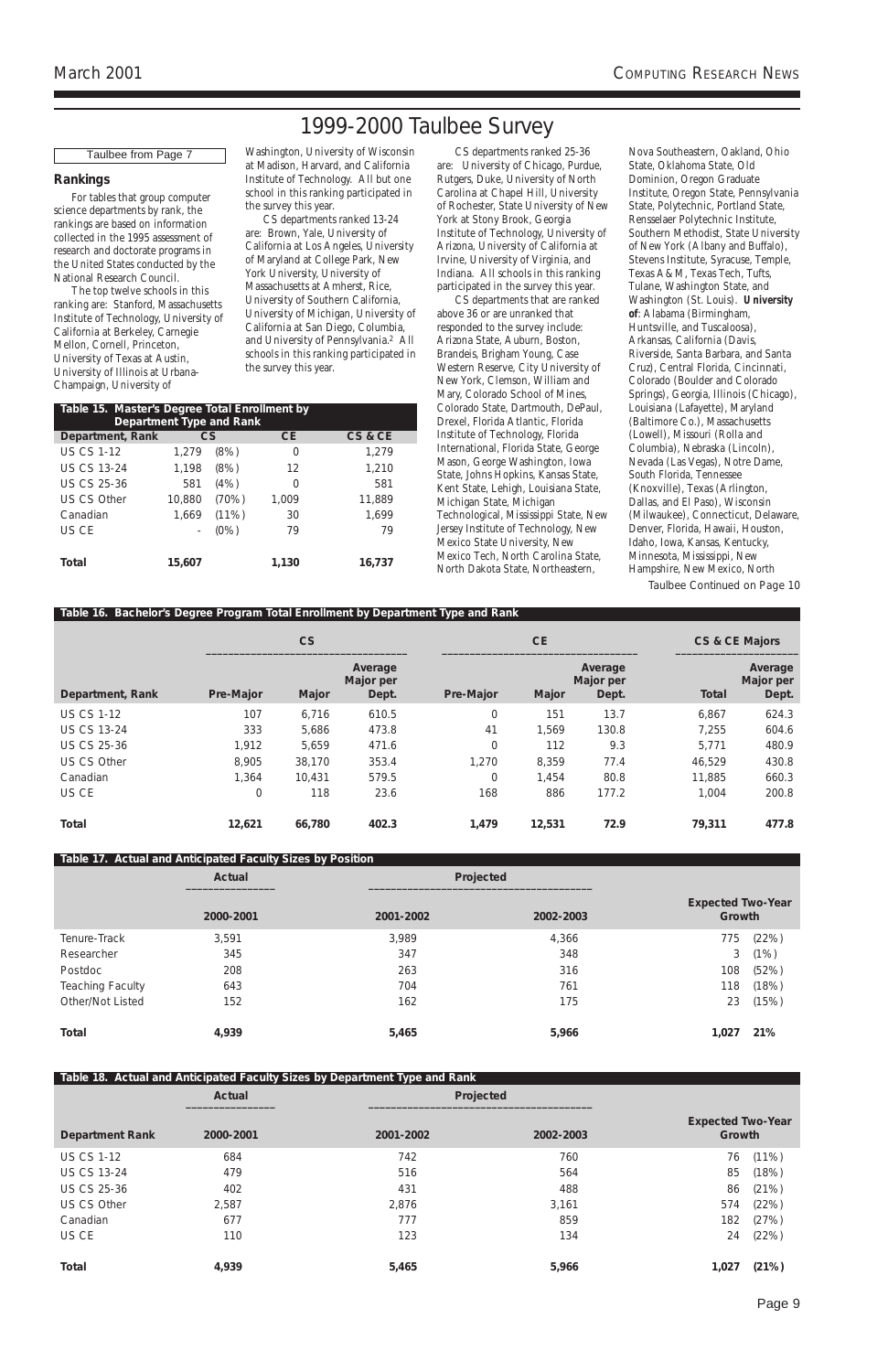# 1999-2000 Taulbee Survey

Taulbee from Page 7

### Rankings

For tables that group computer science departments by rank, the rankings are based on information collected in the 1995 assessment of research and doctorate programs in the United States conducted by the National Research Council.

The top twelve schools in this ranking are: Stanford, Massachusetts Institute of Technology, University of California at Berkeley, Carnegie Mellon, Cornell, Princeton, University of Texas at Austin, University of Illinois at Urbana-Champaign, University of Washington, University of Wisconsin at Madison, Harvard, and California Institute of Technology. All but one school in this ranking participated in the survey this year.

CS departments ranked 13-24 are: Brown, Yale, University of California at Los Angeles, University of Maryland at College Park, New York University, University of Massachusetts at Amherst, Rice, University of Southern California, University of Michigan, University of California at San Diego, Columbia, and University of Pennsylvania.[2] All schools in this ranking participated in the survey this year.

CS departments ranked 25-36 are: University of Chicago, Purdue, Rutgers, Duke, University of North Carolina at Chapel Hill, University of Rochester, State University of New York at Stony Brook, Georgia Institute of Technology, University of Arizona, University of California at Irvine, University of Virginia, and Indiana. All schools in this ranking participated in the survey this year.

CS departments that are ranked above 36 or are unranked that responded to the survey include: Arizona State, Auburn, Boston, Brandeis, Brigham Young, Case Western Reserve, City University of New York, Clemson, William and Mary, Colorado State, Dartmouth, DePaul, Drexel, Florida Atlantic, Florida Institute of Technology, Florida International, Florida State, George Mason, George Washington, Iowa State, Johns Hopkins, Kansas State, Kent State, Lehigh, Louisiana State, Michigan State, Michigan Technological, Mississippi State, New Jersey Institute of Technology, New Mexico State University, New Mexico Tech, North Carolina State, North Dakota State, Northeastern, Nova Southeastern, Oakland, Ohio State, Oklahoma State, Old Dominion, Oregon Graduate Institute, Oregon State, Pennsylvania State, Polytechnic, Portland State, Rensselaer Polytechnic Institute, Southern Methodist, State University of New York (Albany and Buffalo), Stevens Institute, Syracuse, Temple, Texas A&M, Texas Tech, Tufts, Tulane, Washington State, and Washington (St. Louis). **University of**: Alabama (Birmingham, Huntsville, and Tuscaloosa), Arkansas, California (Davis, Riverside, Santa Barbara, and Santa Cruz), Central Florida, Cincinnati, Colorado (Boulder and Colorado Springs), Georgia, Illinois (Chicago), Louisiana (Lafayette), Maryland (Baltimore Co.), Massachusetts (Lowell), Missouri (Rolla and Columbia), Nebraska (Lincoln), Nevada (Las Vegas), Notre Dame, South Florida, Tennessee (Knoxville), Texas (Arlington, Dallas, and El Paso), Wisconsin (Milwaukee), Connecticut, Delaware, Denver, Florida, Hawaii, Houston, Idaho, Iowa, Kansas, Kentucky, Minnesota, Mississippi, New Hampshire, New Mexico, North

Taulbee Continued on Page 10

**Table 15. Master's Degree Total Enrollment by Department Type and Rank**

| Department, Rank | CS | | CE | CS & CE |
|---|---|---|---|---|
| US CS 1-12 | 1,279 | (8%) | 0 | 1,279 |
| US CS 13-24 | 1,198 | (8%) | 12 | 1,210 |
| US CS 25-36 | 581 | (4%) | 0 | 581 |
| US CS Other | 10,880 | (70%) | 1,009 | 11,889 |
| Canadian | 1,669 | (11%) | 30 | 1,699 |
| US CE | - | (0%) | 79 | 79 |
| **Total** | **15,607** | | **1,130** | **16,737** |

**Table 16. Bachelor's Degree Program Total Enrollment by Department Type and Rank**

| | CS | | | CE | | | CS & CE Majors | |
|---|---|---|---|---|---|---|---|---|
| Department, Rank | Pre-Major | Major | Average Major per Dept. | Pre-Major | Major | Average Major per Dept. | Total | Average Major per Dept. |
| US CS 1-12 | 107 | 6,716 | 610.5 | 0 | 151 | 13.7 | 6,867 | 624.3 |
| US CS 13-24 | 333 | 5,686 | 473.8 | 41 | 1,569 | 130.8 | 7,255 | 604.6 |
| US CS 25-36 | 1,912 | 5,659 | 471.6 | 0 | 112 | 9.3 | 5,771 | 480.9 |
| US CS Other | 8,905 | 38,170 | 353.4 | 1,270 | 8,359 | 77.4 | 46,529 | 430.8 |
| Canadian | 1,364 | 10,431 | 579.5 | 0 | 1,454 | 80.8 | 11,885 | 660.3 |
| US CE | 0 | 118 | 23.6 | 168 | 886 | 177.2 | 1,004 | 200.8 |
| **Total** | **12,621** | **66,780** | **402.3** | **1,479** | **12,531** | **72.9** | **79,311** | **477.8** |

**Table 17. Actual and Anticipated Faculty Sizes by Position**

| | Actual | Projected | | Expected Two-Year Growth | |
|---|---|---|---|---|---|
| | 2000-2001 | 2001-2002 | 2002-2003 | | |
| Tenure-Track | 3,591 | 3,989 | 4,366 | 775 | (22%) |
| Researcher | 345 | 347 | 348 | 3 | (1%) |
| Postdoc | 208 | 263 | 316 | 108 | (52%) |
| Teaching Faculty | 643 | 704 | 761 | 118 | (18%) |
| Other/Not Listed | 152 | 162 | 175 | 23 | (15%) |
| **Total** | **4,939** | **5,465** | **5,966** | **1,027** | **21%** |

**Table 18. Actual and Anticipated Faculty Sizes by Department Type and Rank**

| | Actual | Projected | | Expected Two-Year Growth | |
|---|---|---|---|---|---|
| Department Rank | 2000-2001 | 2001-2002 | 2002-2003 | | |
| US CS 1-12 | 684 | 742 | 760 | 76 | (11%) |
| US CS 13-24 | 479 | 516 | 564 | 85 | (18%) |
| US CS 25-36 | 402 | 431 | 488 | 86 | (21%) |
| US CS Other | 2,587 | 2,876 | 3,161 | 574 | (22%) |
| Canadian | 677 | 777 | 859 | 182 | (27%) |
| US CE | 110 | 123 | 134 | 24 | (22%) |
| **Total** | **4,939** | **5,465** | **5,966** | **1,027** | **(21%)** |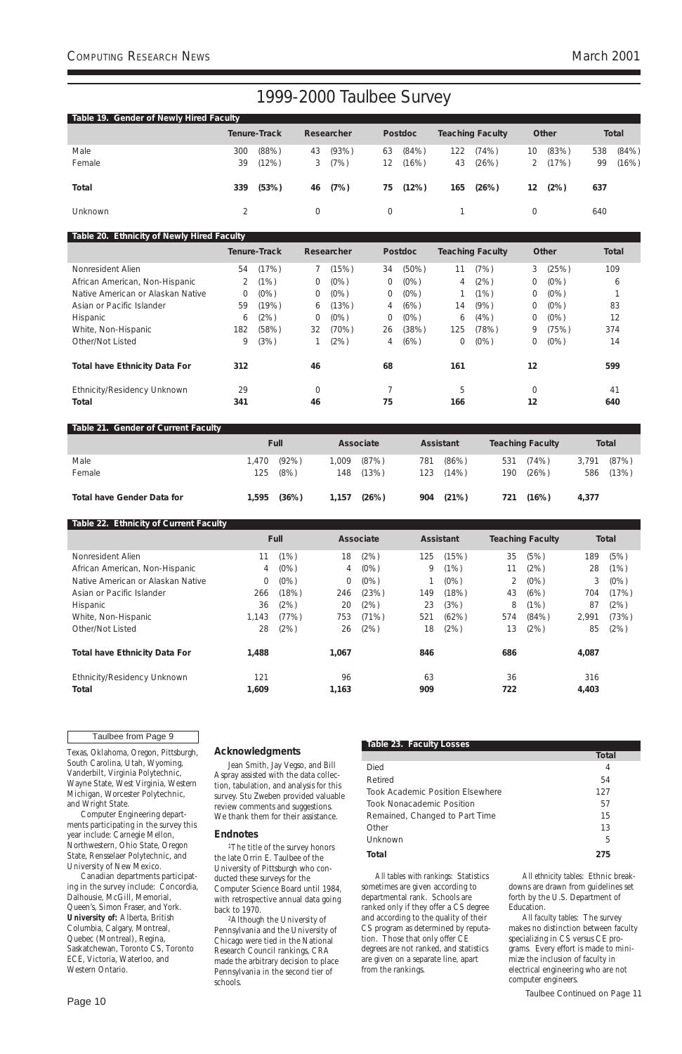# 1999-2000 Taulbee Survey

**Table 19. Gender of Newly Hired Faculty**

| | Tenure-Track | | Researcher | | Postdoc | | Teaching Faculty | | Other | | Total | |
|---|---|---|---|---|---|---|---|---|---|---|---|---|
| Male | 300 | (88%) | 43 | (93%) | 63 | (84%) | 122 | (74%) | 10 | (83%) | 538 | (84%) |
| Female | 39 | (12%) | 3 | (7%) | 12 | (16%) | 43 | (26%) | 2 | (17%) | 99 | (16%) |
| **Total** | **339** | **(53%)** | **46** | **(7%)** | **75** | **(12%)** | **165** | **(26%)** | **12** | **(2%)** | **637** | |
| Unknown | 2 | | 0 | | 0 | | 1 | | 0 | | 640 | |

**Table 20. Ethnicity of Newly Hired Faculty**

| | Tenure-Track | | Researcher | | Postdoc | | Teaching Faculty | | Other | | Total |
|---|---|---|---|---|---|---|---|---|---|---|---|
| Nonresident Alien | 54 | (17%) | 7 | (15%) | 34 | (50%) | 11 | (7%) | 3 | (25%) | 109 |
| African American, Non-Hispanic | 2 | (1%) | 0 | (0%) | 0 | (0%) | 4 | (2%) | 0 | (0%) | 6 |
| Native American or Alaskan Native | 0 | (0%) | 0 | (0%) | 0 | (0%) | 1 | (1%) | 0 | (0%) | 1 |
| Asian or Pacific Islander | 59 | (19%) | 6 | (13%) | 4 | (6%) | 14 | (9%) | 0 | (0%) | 83 |
| Hispanic | 6 | (2%) | 0 | (0%) | 0 | (0%) | 6 | (4%) | 0 | (0%) | 12 |
| White, Non-Hispanic | 182 | (58%) | 32 | (70%) | 26 | (38%) | 125 | (78%) | 9 | (75%) | 374 |
| Other/Not Listed | 9 | (3%) | 1 | (2%) | 4 | (6%) | 0 | (0%) | 0 | (0%) | 14 |
| **Total have Ethnicity Data For** | **312** | | **46** | | **68** | | **161** | | **12** | | **599** |
| Ethnicity/Residency Unknown | 29 | | 0 | | 7 | | 5 | | 0 | | 41 |
| **Total** | **341** | | **46** | | **75** | | **166** | | **12** | | **640** |

**Table 21. Gender of Current Faculty**

| | Full | | Associate | | Assistant | | Teaching Faculty | | Total | |
|---|---|---|---|---|---|---|---|---|---|---|
| Male | 1,470 | (92%) | 1,009 | (87%) | 781 | (86%) | 531 | (74%) | 3,791 | (87%) |
| Female | 125 | (8%) | 148 | (13%) | 123 | (14%) | 190 | (26%) | 586 | (13%) |
| **Total have Gender Data for** | **1,595** | **(36%)** | **1,157** | **(26%)** | **904** | **(21%)** | **721** | **(16%)** | **4,377** | |

**Table 22. Ethnicity of Current Faculty**

| | Full | | Associate | | Assistant | | Teaching Faculty | | Total | |
|---|---|---|---|---|---|---|---|---|---|---|
| Nonresident Alien | 11 | (1%) | 18 | (2%) | 125 | (15%) | 35 | (5%) | 189 | (5%) |
| African American, Non-Hispanic | 4 | (0%) | 4 | (0%) | 9 | (1%) | 11 | (2%) | 28 | (1%) |
| Native American or Alaskan Native | 0 | (0%) | 0 | (0%) | 1 | (0%) | 2 | (0%) | 3 | (0%) |
| Asian or Pacific Islander | 266 | (18%) | 246 | (23%) | 149 | (18%) | 43 | (6%) | 704 | (17%) |
| Hispanic | 36 | (2%) | 20 | (2%) | 23 | (3%) | 8 | (1%) | 87 | (2%) |
| White, Non-Hispanic | 1,143 | (77%) | 753 | (71%) | 521 | (62%) | 574 | (84%) | 2,991 | (73%) |
| Other/Not Listed | 28 | (2%) | 26 | (2%) | 18 | (2%) | 13 | (2%) | 85 | (2%) |
| **Total have Ethnicity Data For** | **1,488** | | **1,067** | | **846** | | **686** | | **4,087** | |
| Ethnicity/Residency Unknown | 121 | | 96 | | 63 | | 36 | | 316 | |
| **Total** | **1,609** | | **1,163** | | **909** | | **722** | | **4,403** | |

Taulbee from Page 9

Texas, Oklahoma, Oregon, Pittsburgh, South Carolina, Utah, Wyoming, Vanderbilt, Virginia Polytechnic, Wayne State, West Virginia, Western Michigan, Worcester Polytechnic, and Wright State.

Computer Engineering departments participating in the survey this year include: Carnegie Mellon, Northwestern, Ohio State, Oregon State, Rensselaer Polytechnic, and University of New Mexico.

Canadian departments participating in the survey include: Concordia, Dalhousie, McGill, Memorial, Queen's, Simon Fraser, and York. **University of:** Alberta, British Columbia, Calgary, Montreal, Quebec (Montreal), Regina, Saskatchewan, Toronto CS, Toronto ECE, Victoria, Waterloo, and Western Ontario.

### Acknowledgments

Jean Smith, Jay Vegso, and Bill Aspray assisted with the data collection, tabulation, and analysis for this survey. Stu Zweben provided valuable review comments and suggestions. We thank them for their assistance.

### Endnotes

[1]The title of the survey honors the late Orrin E. Taulbee of the University of Pittsburgh who conducted these surveys for the Computer Science Board until 1984, with retrospective annual data going back to 1970.

[2]Although the University of Pennsylvania and the University of Chicago were tied in the National Research Council rankings, CRA made the arbitrary decision to place Pennsylvania in the second tier of schools.

**Table 23. Faculty Losses**

| | Total |
|---|---|
| Died | 4 |
| Retired | 54 |
| Took Academic Position Elsewhere | 127 |
| Took Nonacademic Position | 57 |
| Remained, Changed to Part Time | 15 |
| Other | 13 |
| Unknown | 5 |
| **Total** | **275** |

*All tables with rankings:* Statistics sometimes are given according to departmental rank. Schools are ranked only if they offer a CS degree and according to the quality of their CS program as determined by reputation. Those that only offer CE degrees are not ranked, and statistics are given on a separate line, apart from the rankings.

*All ethnicity tables:* Ethnic breakdowns are drawn from guidelines set forth by the U.S. Department of Education.

*All faculty tables:* The survey makes no distinction between faculty specializing in CS versus CE programs. Every effort is made to minimize the inclusion of faculty in electrical engineering who are not computer engineers.

Taulbee Continued on Page 11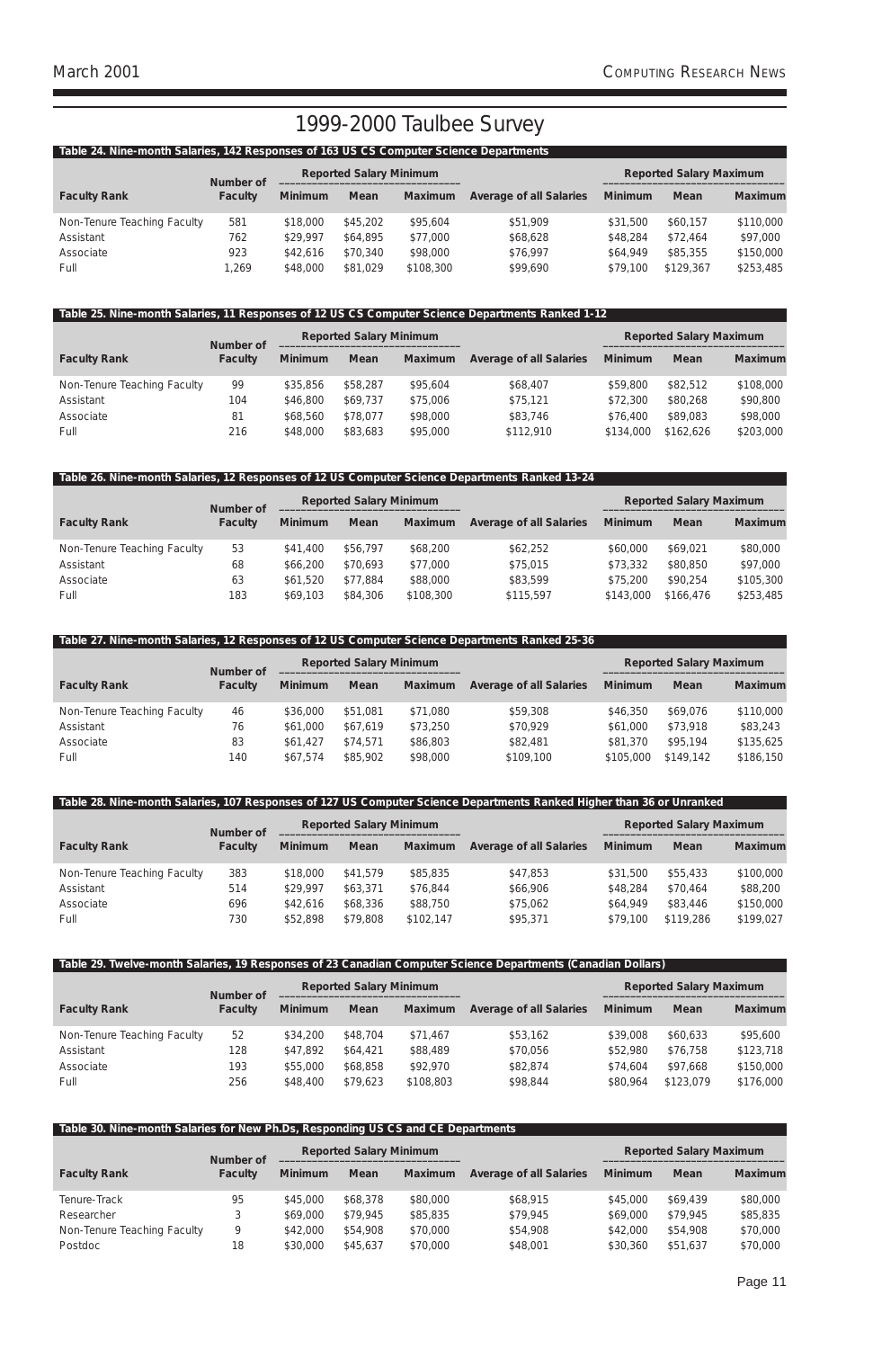# 1999-2000 Taulbee Survey

**Table 24. Nine-month Salaries, 142 Responses of 163 US CS Computer Science Departments**

| Faculty Rank | Number of Faculty | Reported Salary Minimum | | | Average of all Salaries | Reported Salary Maximum | | |
|---|---|---|---|---|---|---|---|---|
| | | Minimum | Mean | Maximum | | Minimum | Mean | Maximum |
| Non-Tenure Teaching Faculty | 581 | $18,000 | $45,202 | $95,604 | $51,909 | $31,500 | $60,157 | $110,000 |
| Assistant | 762 | $29,997 | $64,895 | $77,000 | $68,628 | $48,284 | $72,464 | $97,000 |
| Associate | 923 | $42,616 | $70,340 | $98,000 | $76,997 | $64,949 | $85,355 | $150,000 |
| Full | 1,269 | $48,000 | $81,029 | $108,300 | $99,690 | $79,100 | $129,367 | $253,485 |

**Table 25. Nine-month Salaries, 11 Responses of 12 US CS Computer Science Departments Ranked 1-12**

| Faculty Rank | Number of Faculty | Reported Salary Minimum | | | Average of all Salaries | Reported Salary Maximum | | |
|---|---|---|---|---|---|---|---|---|
| | | Minimum | Mean | Maximum | | Minimum | Mean | Maximum |
| Non-Tenure Teaching Faculty | 99 | $35,856 | $58,287 | $95,604 | $68,407 | $59,800 | $82,512 | $108,000 |
| Assistant | 104 | $46,800 | $69,737 | $75,006 | $75,121 | $72,300 | $80,268 | $90,800 |
| Associate | 81 | $68,560 | $78,077 | $98,000 | $83,746 | $76,400 | $89,083 | $98,000 |
| Full | 216 | $48,000 | $83,683 | $95,000 | $112,910 | $134,000 | $162,626 | $203,000 |

**Table 26. Nine-month Salaries, 12 Responses of 12 US Computer Science Departments Ranked 13-24**

| Faculty Rank | Number of Faculty | Reported Salary Minimum | | | Average of all Salaries | Reported Salary Maximum | | |
|---|---|---|---|---|---|---|---|---|
| | | Minimum | Mean | Maximum | | Minimum | Mean | Maximum |
| Non-Tenure Teaching Faculty | 53 | $41,400 | $56,797 | $68,200 | $62,252 | $60,000 | $69,021 | $80,000 |
| Assistant | 68 | $66,200 | $70,693 | $77,000 | $75,015 | $73,332 | $80,850 | $97,000 |
| Associate | 63 | $61,520 | $77,884 | $88,000 | $83,599 | $75,200 | $90,254 | $105,300 |
| Full | 183 | $69,103 | $84,306 | $108,300 | $115,597 | $143,000 | $166,476 | $253,485 |

**Table 27. Nine-month Salaries, 12 Responses of 12 US Computer Science Departments Ranked 25-36**

| Faculty Rank | Number of Faculty | Reported Salary Minimum | | | Average of all Salaries | Reported Salary Maximum | | |
|---|---|---|---|---|---|---|---|---|
| | | Minimum | Mean | Maximum | | Minimum | Mean | Maximum |
| Non-Tenure Teaching Faculty | 46 | $36,000 | $51,081 | $71,080 | $59,308 | $46,350 | $69,076 | $110,000 |
| Assistant | 76 | $61,000 | $67,619 | $73,250 | $70,929 | $61,000 | $73,918 | $83,243 |
| Associate | 83 | $61,427 | $74,571 | $86,803 | $82,481 | $81,370 | $95,194 | $135,625 |
| Full | 140 | $67,574 | $85,902 | $98,000 | $109,100 | $105,000 | $149,142 | $186,150 |

**Table 28. Nine-month Salaries, 107 Responses of 127 US Computer Science Departments Ranked Higher than 36 or Unranked**

| Faculty Rank | Number of Faculty | Reported Salary Minimum | | | Average of all Salaries | Reported Salary Maximum | | |
|---|---|---|---|---|---|---|---|---|
| | | Minimum | Mean | Maximum | | Minimum | Mean | Maximum |
| Non-Tenure Teaching Faculty | 383 | $18,000 | $41,579 | $85,835 | $47,853 | $31,500 | $55,433 | $100,000 |
| Assistant | 514 | $29,997 | $63,371 | $76,844 | $66,906 | $48,284 | $70,464 | $88,200 |
| Associate | 696 | $42,616 | $68,336 | $88,750 | $75,062 | $64,949 | $83,446 | $150,000 |
| Full | 730 | $52,898 | $79,808 | $102,147 | $95,371 | $79,100 | $119,286 | $199,027 |

**Table 29. Twelve-month Salaries, 19 Responses of 23 Canadian Computer Science Departments (Canadian Dollars)**

| Faculty Rank | Number of Faculty | Reported Salary Minimum | | | Average of all Salaries | Reported Salary Maximum | | |
|---|---|---|---|---|---|---|---|---|
| | | Minimum | Mean | Maximum | | Minimum | Mean | Maximum |
| Non-Tenure Teaching Faculty | 52 | $34,200 | $48,704 | $71,467 | $53,162 | $39,008 | $60,633 | $95,600 |
| Assistant | 128 | $47,892 | $64,421 | $88,489 | $70,056 | $52,980 | $76,758 | $123,718 |
| Associate | 193 | $55,000 | $68,858 | $92,970 | $82,874 | $74,604 | $97,668 | $150,000 |
| Full | 256 | $48,400 | $79,623 | $108,803 | $98,844 | $80,964 | $123,079 | $176,000 |

**Table 30. Nine-month Salaries for New Ph.Ds, Responding US CS and CE Departments**

| Faculty Rank | Number of Faculty | Reported Salary Minimum | | | Average of all Salaries | Reported Salary Maximum | | |
|---|---|---|---|---|---|---|---|---|
| | | Minimum | Mean | Maximum | | Minimum | Mean | Maximum |
| Tenure-Track | 95 | $45,000 | $68,378 | $80,000 | $68,915 | $45,000 | $69,439 | $80,000 |
| Researcher | 3 | $69,000 | $79,945 | $85,835 | $79,945 | $69,000 | $79,945 | $85,835 |
| Non-Tenure Teaching Faculty | 9 | $42,000 | $54,908 | $70,000 | $54,908 | $42,000 | $54,908 | $70,000 |
| Postdoc | 18 | $30,000 | $45,637 | $70,000 | $48,001 | $30,360 | $51,637 | $70,000 |